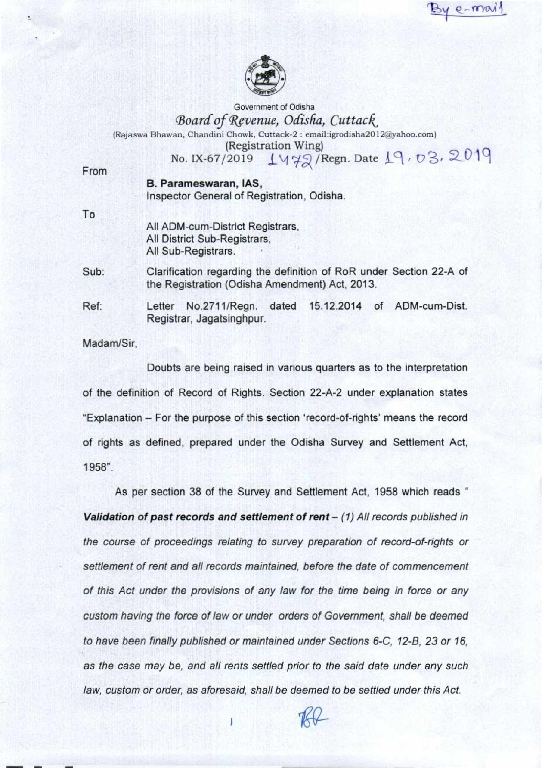By e-mail

Government of Odisha

*Board of Revenue, Odisha, Cuttack*

(Rajaswa Bhawan, Chandini Chowk, Cuttack-2 : email:igrodisha2012@yahoo.com)

(Registration Wing)

No. IX-67/2019 1472/Regn. Date 19.03.2019

From

**B. Parameswaran, IAS,**
Inspector General of Registration, Odisha.

To

All ADM-cum-District Registrars,
All District Sub-Registrars,
All Sub-Registrars.

Sub: Clarification regarding the definition of RoR under Section 22-A of the Registration (Odisha Amendment) Act, 2013.

Ref: Letter No.2711/Regn. dated 15.12.2014 of ADM-cum-Dist. Registrar, Jagatsinghpur.

Madam/Sir,

Doubts are being raised in various quarters as to the interpretation of the definition of Record of Rights. Section 22-A-2 under explanation states "Explanation – For the purpose of this section 'record-of-rights' means the record of rights as defined, prepared under the Odisha Survey and Settlement Act, 1958".

As per section 38 of the Survey and Settlement Act, 1958 which reads " ***Validation of past records and settlement of rent*** *– (1) All records published in the course of proceedings relating to survey preparation of record-of-rights or settlement of rent and all records maintained, before the date of commencement of this Act under the provisions of any law for the time being in force or any custom having the force of law or under orders of Government, shall be deemed to have been finally published or maintained under Sections 6-C, 12-B, 23 or 16, as the case may be, and all rents settled prior to the said date under any such law, custom or order, as aforesaid, shall be deemed to be settled under this Act.*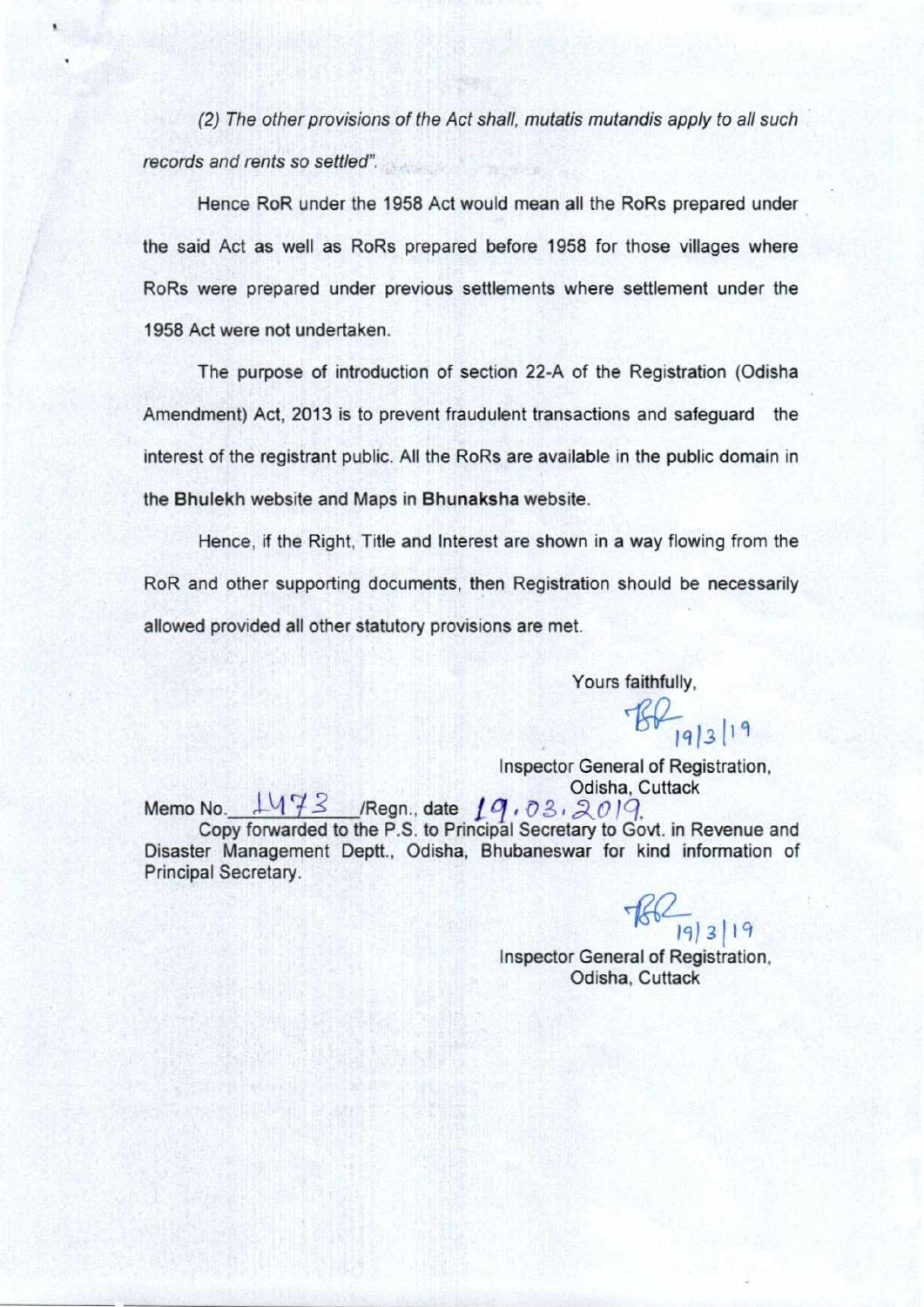*(2) The other provisions of the Act shall, mutatis mutandis apply to all such records and rents so settled".*

Hence RoR under the 1958 Act would mean all the RoRs prepared under the said Act as well as RoRs prepared before 1958 for those villages where RoRs were prepared under previous settlements where settlement under the 1958 Act were not undertaken.

The purpose of introduction of section 22-A of the Registration (Odisha Amendment) Act, 2013 is to prevent fraudulent transactions and safeguard the interest of the registrant public. All the RoRs are available in the public domain in the **Bhulekh** website and Maps in **Bhunaksha** website.

Hence, if the Right, Title and Interest are shown in a way flowing from the RoR and other supporting documents, then Registration should be necessarily allowed provided all other statutory provisions are met.

Yours faithfully,

Sd/- 19/3/19

Inspector General of Registration,
Odisha, Cuttack

Memo No. 1473 /Regn., date 19.03.2019.

Copy forwarded to the P.S. to Principal Secretary to Govt. in Revenue and Disaster Management Deptt., Odisha, Bhubaneswar for kind information of Principal Secretary.

Sd/- 19/3/19

Inspector General of Registration,
Odisha, Cuttack